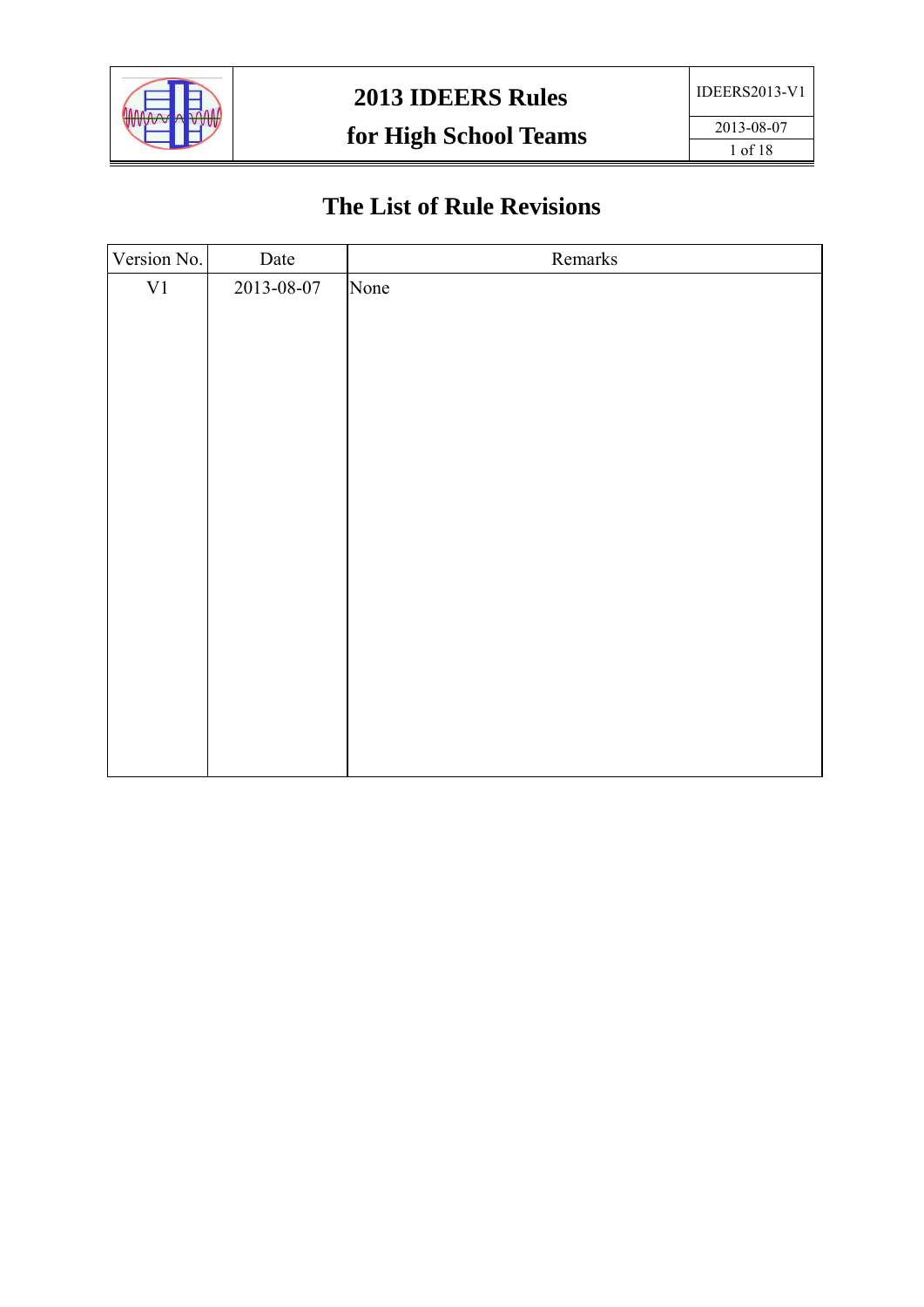# The List of Rule Revisions

| Version No. | Date | Remarks |
|---|---|---|
| V1 | 2013-08-07 | None |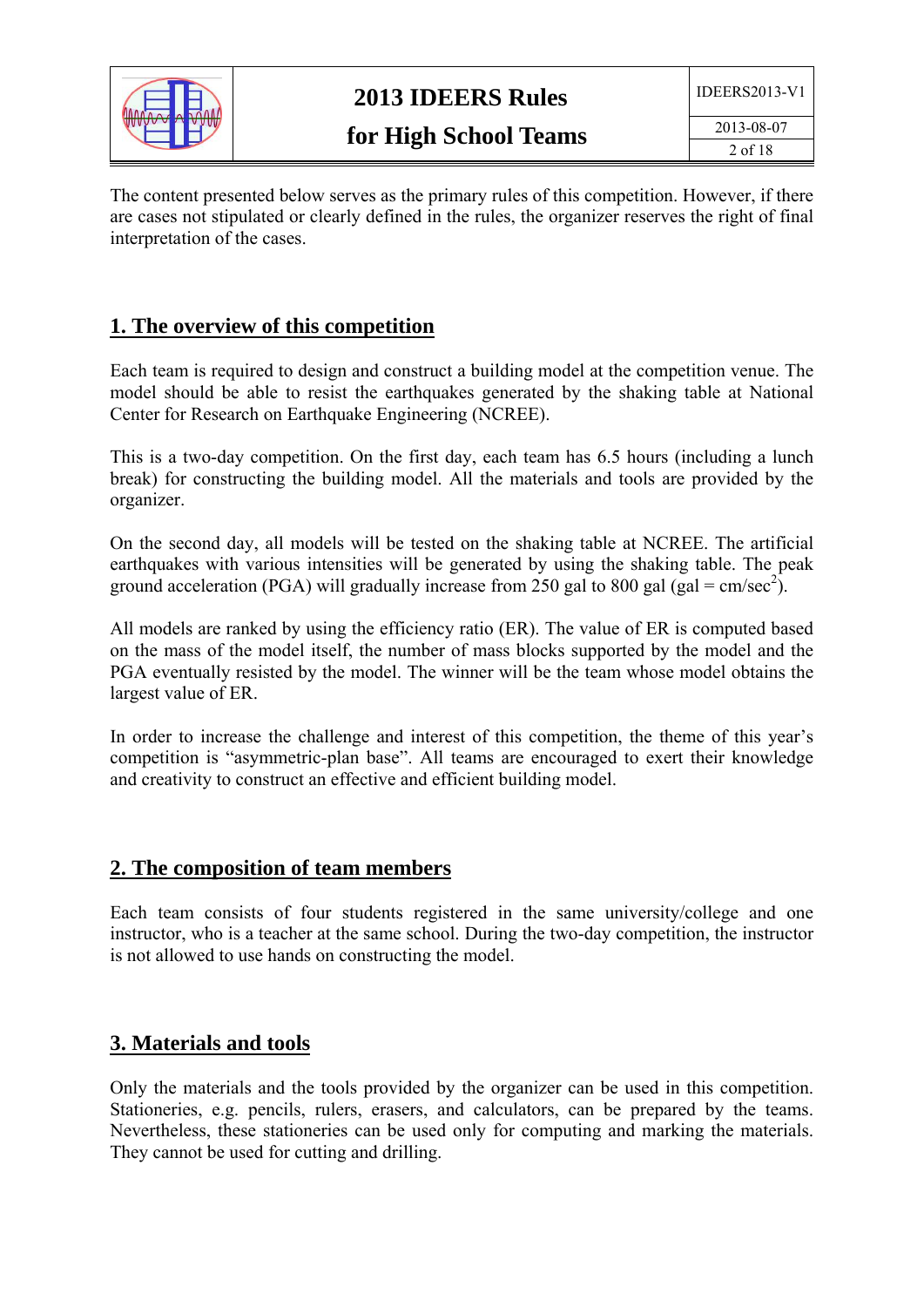The content presented below serves as the primary rules of this competition. However, if there are cases not stipulated or clearly defined in the rules, the organizer reserves the right of final interpretation of the cases.

## 1. The overview of this competition

Each team is required to design and construct a building model at the competition venue. The model should be able to resist the earthquakes generated by the shaking table at National Center for Research on Earthquake Engineering (NCREE).

This is a two-day competition. On the first day, each team has 6.5 hours (including a lunch break) for constructing the building model. All the materials and tools are provided by the organizer.

On the second day, all models will be tested on the shaking table at NCREE. The artificial earthquakes with various intensities will be generated by using the shaking table. The peak ground acceleration (PGA) will gradually increase from 250 gal to 800 gal (gal = cm/sec$^2$).

All models are ranked by using the efficiency ratio (ER). The value of ER is computed based on the mass of the model itself, the number of mass blocks supported by the model and the PGA eventually resisted by the model. The winner will be the team whose model obtains the largest value of ER.

In order to increase the challenge and interest of this competition, the theme of this year's competition is "asymmetric-plan base". All teams are encouraged to exert their knowledge and creativity to construct an effective and efficient building model.

## 2. The composition of team members

Each team consists of four students registered in the same university/college and one instructor, who is a teacher at the same school. During the two-day competition, the instructor is not allowed to use hands on constructing the model.

## 3. Materials and tools

Only the materials and the tools provided by the organizer can be used in this competition. Stationeries, e.g. pencils, rulers, erasers, and calculators, can be prepared by the teams. Nevertheless, these stationeries can be used only for computing and marking the materials. They cannot be used for cutting and drilling.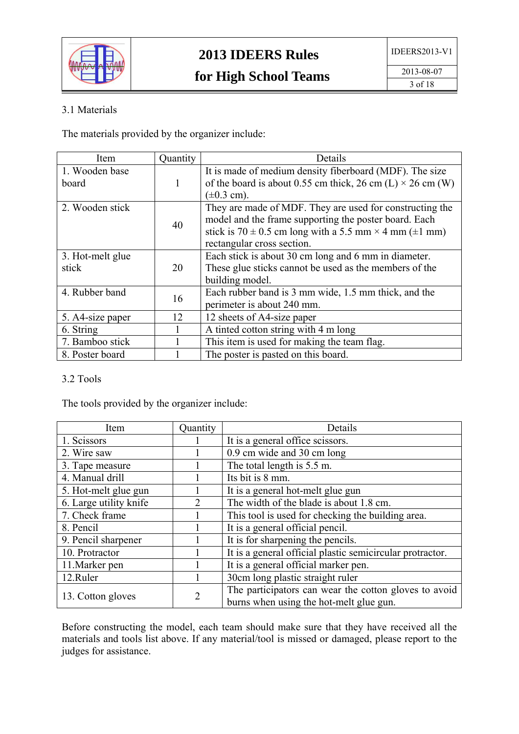3.1 Materials

The materials provided by the organizer include:

| Item | Quantity | Details |
|---|---|---|
| 1. Wooden base board | 1 | It is made of medium density fiberboard (MDF). The size of the board is about 0.55 cm thick, 26 cm (L) × 26 cm (W) (±0.3 cm). |
| 2. Wooden stick | 40 | They are made of MDF. They are used for constructing the model and the frame supporting the poster board. Each stick is 70 ± 0.5 cm long with a 5.5 mm × 4 mm (±1 mm) rectangular cross section. |
| 3. Hot-melt glue stick | 20 | Each stick is about 30 cm long and 6 mm in diameter. These glue sticks cannot be used as the members of the building model. |
| 4. Rubber band | 16 | Each rubber band is 3 mm wide, 1.5 mm thick, and the perimeter is about 240 mm. |
| 5. A4-size paper | 12 | 12 sheets of A4-size paper |
| 6. String | 1 | A tinted cotton string with 4 m long |
| 7. Bamboo stick | 1 | This item is used for making the team flag. |
| 8. Poster board | 1 | The poster is pasted on this board. |

3.2 Tools

The tools provided by the organizer include:

| Item | Quantity | Details |
|---|---|---|
| 1. Scissors | 1 | It is a general office scissors. |
| 2. Wire saw | 1 | 0.9 cm wide and 30 cm long |
| 3. Tape measure | 1 | The total length is 5.5 m. |
| 4. Manual drill | 1 | Its bit is 8 mm. |
| 5. Hot-melt glue gun | 1 | It is a general hot-melt glue gun |
| 6. Large utility knife | 2 | The width of the blade is about 1.8 cm. |
| 7. Check frame | 1 | This tool is used for checking the building area. |
| 8. Pencil | 1 | It is a general official pencil. |
| 9. Pencil sharpener | 1 | It is for sharpening the pencils. |
| 10. Protractor | 1 | It is a general official plastic semicircular protractor. |
| 11.Marker pen | 1 | It is a general official marker pen. |
| 12.Ruler | 1 | 30cm long plastic straight ruler |
| 13. Cotton gloves | 2 | The participators can wear the cotton gloves to avoid burns when using the hot-melt glue gun. |

Before constructing the model, each team should make sure that they have received all the materials and tools list above. If any material/tool is missed or damaged, please report to the judges for assistance.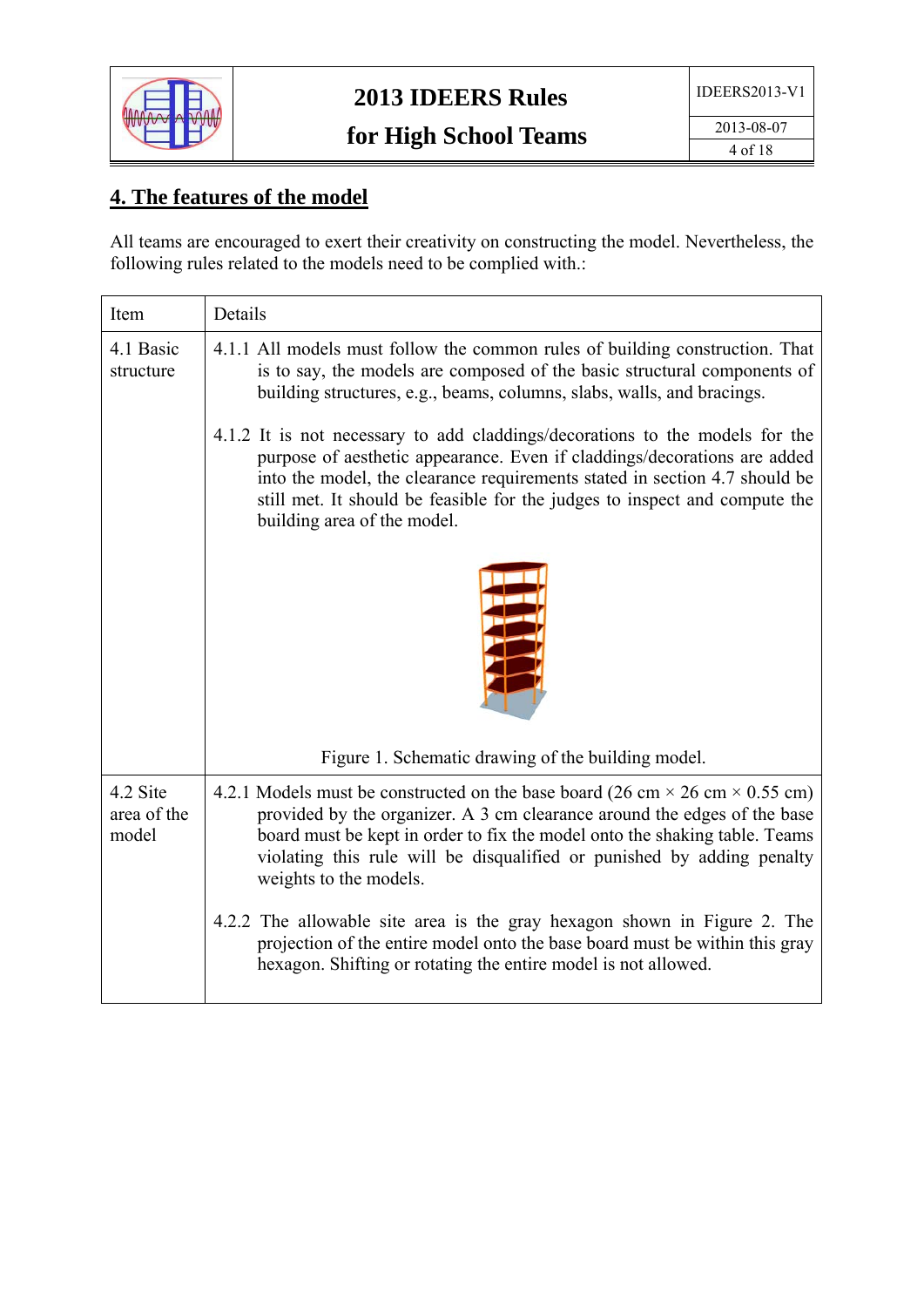## 4. The features of the model

All teams are encouraged to exert their creativity on constructing the model. Nevertheless, the following rules related to the models need to be complied with.:

| Item | Details |
|---|---|
| 4.1 Basic structure | 4.1.1 All models must follow the common rules of building construction. That is to say, the models are composed of the basic structural components of building structures, e.g., beams, columns, slabs, walls, and bracings.<br><br>4.1.2 It is not necessary to add claddings/decorations to the models for the purpose of aesthetic appearance. Even if claddings/decorations are added into the model, the clearance requirements stated in section 4.7 should be still met. It should be feasible for the judges to inspect and compute the building area of the model.<br><br>Figure 1. Schematic drawing of the building model. |
| 4.2 Site area of the model | 4.2.1 Models must be constructed on the base board (26 cm × 26 cm × 0.55 cm) provided by the organizer. A 3 cm clearance around the edges of the base board must be kept in order to fix the model onto the shaking table. Teams violating this rule will be disqualified or punished by adding penalty weights to the models.<br><br>4.2.2 The allowable site area is the gray hexagon shown in Figure 2. The projection of the entire model onto the base board must be within this gray hexagon. Shifting or rotating the entire model is not allowed. |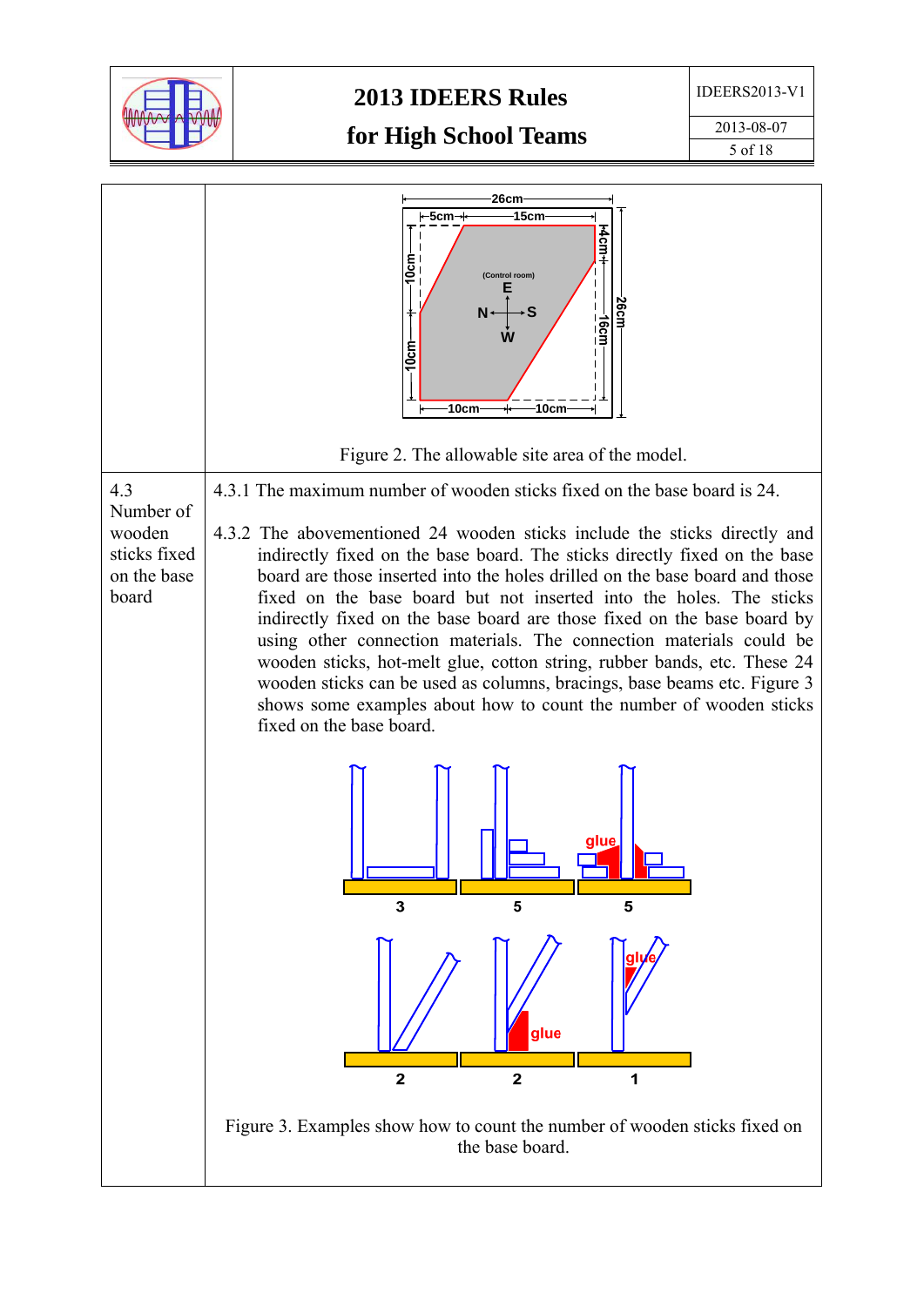| | |
|---|---|
| | Figure 2. The allowable site area of the model. |
| 4.3 Number of wooden sticks fixed on the base board | 4.3.1 The maximum number of wooden sticks fixed on the base board is 24.<br><br>4.3.2 The abovementioned 24 wooden sticks include the sticks directly and indirectly fixed on the base board. The sticks directly fixed on the base board are those inserted into the holes drilled on the base board and those fixed on the base board but not inserted into the holes. The sticks indirectly fixed on the base board are those fixed on the base board by using other connection materials. The connection materials could be wooden sticks, hot-melt glue, cotton string, rubber bands, etc. These 24 wooden sticks can be used as columns, bracings, base beams etc. Figure 3 shows some examples about how to count the number of wooden sticks fixed on the base board.<br><br>Figure 3. Examples show how to count the number of wooden sticks fixed on the base board. |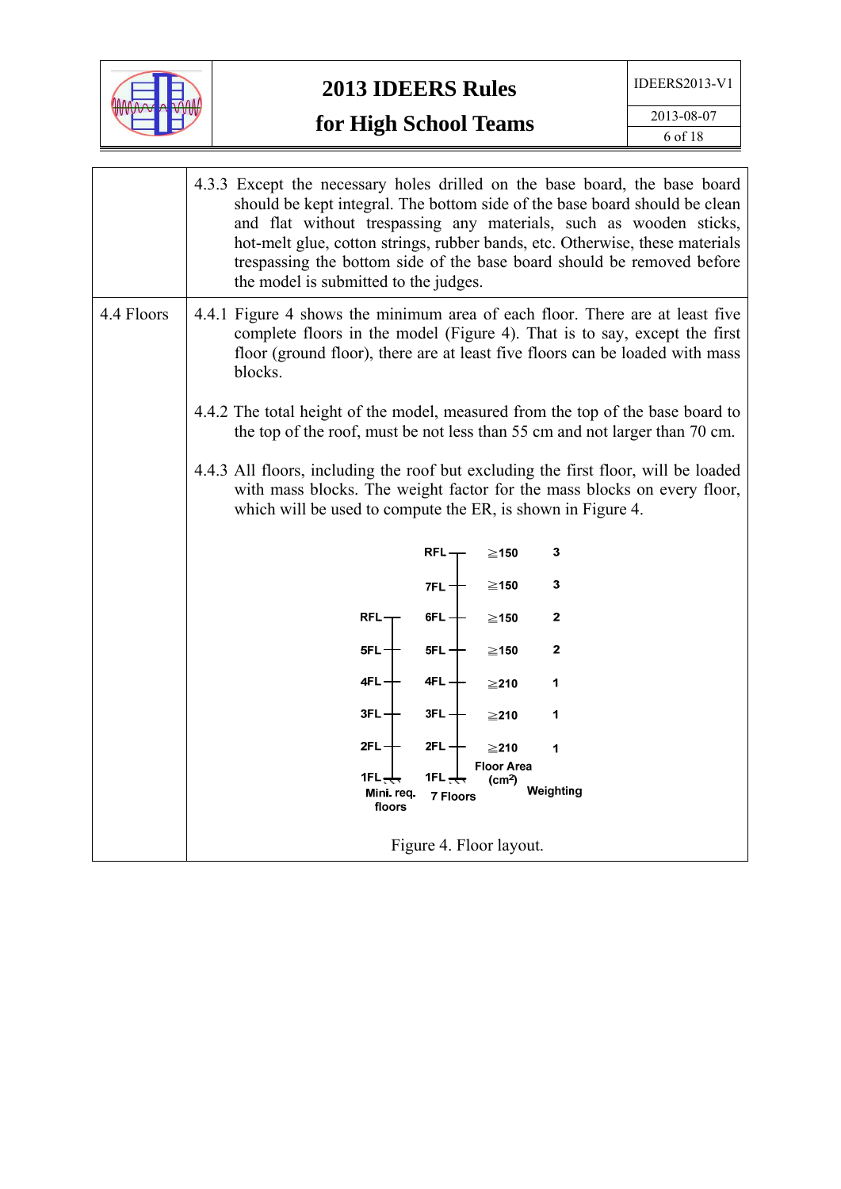| | |
|---|---|
| | 4.3.3 Except the necessary holes drilled on the base board, the base board should be kept integral. The bottom side of the base board should be clean and flat without trespassing any materials, such as wooden sticks, hot-melt glue, cotton strings, rubber bands, etc. Otherwise, these materials trespassing the bottom side of the base board should be removed before the model is submitted to the judges. |
| 4.4 Floors | 4.4.1 Figure 4 shows the minimum area of each floor. There are at least five complete floors in the model (Figure 4). That is to say, except the first floor (ground floor), there are at least five floors can be loaded with mass blocks.<br><br>4.4.2 The total height of the model, measured from the top of the base board to the top of the roof, must be not less than 55 cm and not larger than 70 cm.<br><br>4.4.3 All floors, including the roof but excluding the first floor, will be loaded with mass blocks. The weight factor for the mass blocks on every floor, which will be used to compute the ER, is shown in Figure 4. |

| Mini. req. floors | 7 Floors | Floor Area ($cm^2$) | Weighting |
|---|---|---|---|
| | RFL | ≧150 | 3 |
| | 7FL | ≧150 | 3 |
| RFL | 6FL | ≧150 | 2 |
| 5FL | 5FL | ≧150 | 2 |
| 4FL | 4FL | ≧210 | 1 |
| 3FL | 3FL | ≧210 | 1 |
| 2FL | 2FL | ≧210 | 1 |
| 1FL | 1FL | | |

Figure 4. Floor layout.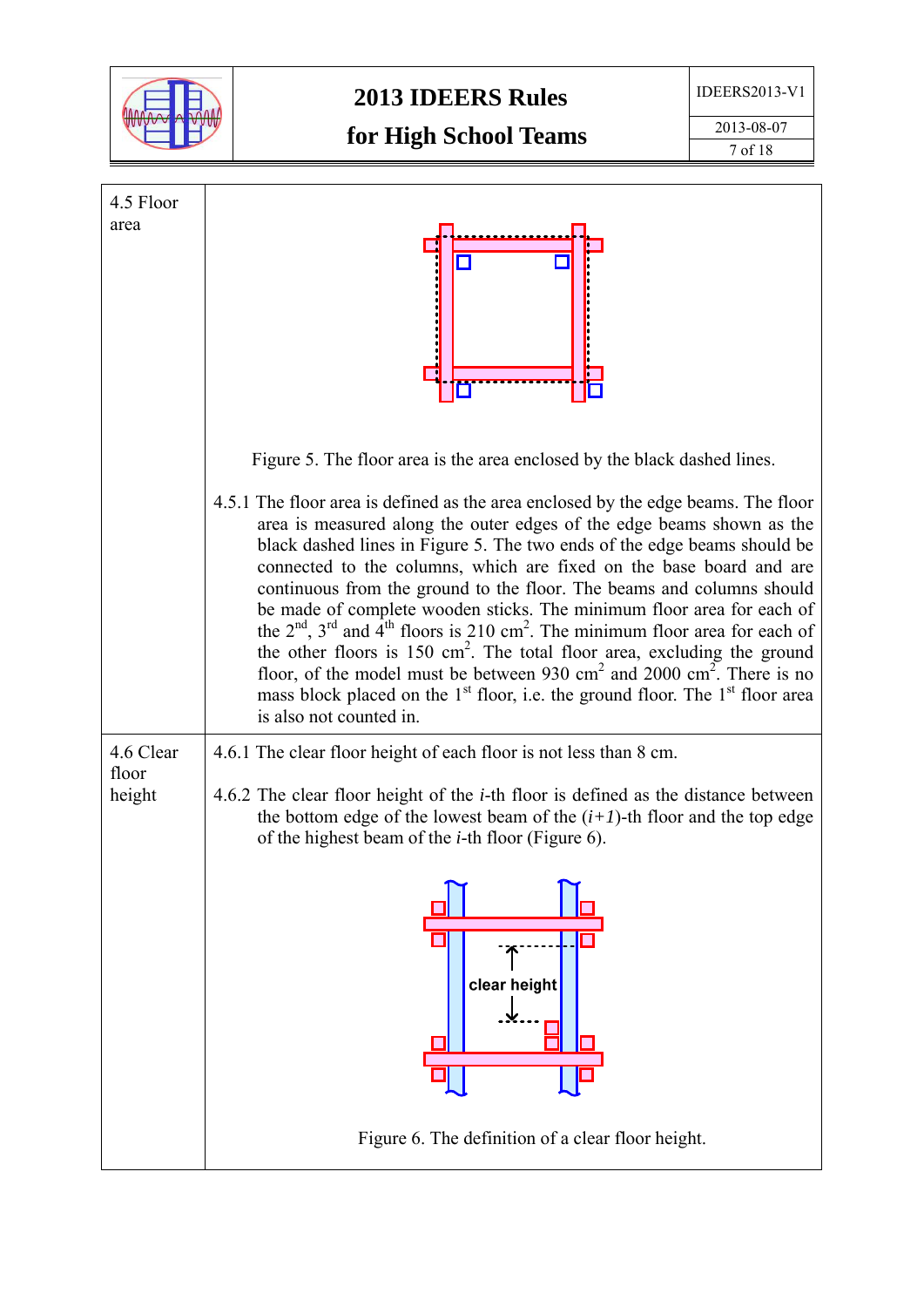| | |
|---|---|
| 4.5 Floor area | Figure 5. The floor area is the area enclosed by the black dashed lines.<br><br>4.5.1 The floor area is defined as the area enclosed by the edge beams. The floor area is measured along the outer edges of the edge beams shown as the black dashed lines in Figure 5. The two ends of the edge beams should be connected to the columns, which are fixed on the base board and are continuous from the ground to the floor. The beams and columns should be made of complete wooden sticks. The minimum floor area for each of the 2nd, 3rd and 4th floors is 210 $cm^2$. The minimum floor area for each of the other floors is 150 $cm^2$. The total floor area, excluding the ground floor, of the model must be between 930 $cm^2$ and 2000 $cm^2$. There is no mass block placed on the 1st floor, i.e. the ground floor. The 1st floor area is also not counted in. |
| 4.6 Clear floor height | 4.6.1 The clear floor height of each floor is not less than 8 cm.<br><br>4.6.2 The clear floor height of the *i*-th floor is defined as the distance between the bottom edge of the lowest beam of the ($i+1$)-th floor and the top edge of the highest beam of the *i*-th floor (Figure 6).<br><br>clear height<br><br>Figure 6. The definition of a clear floor height. |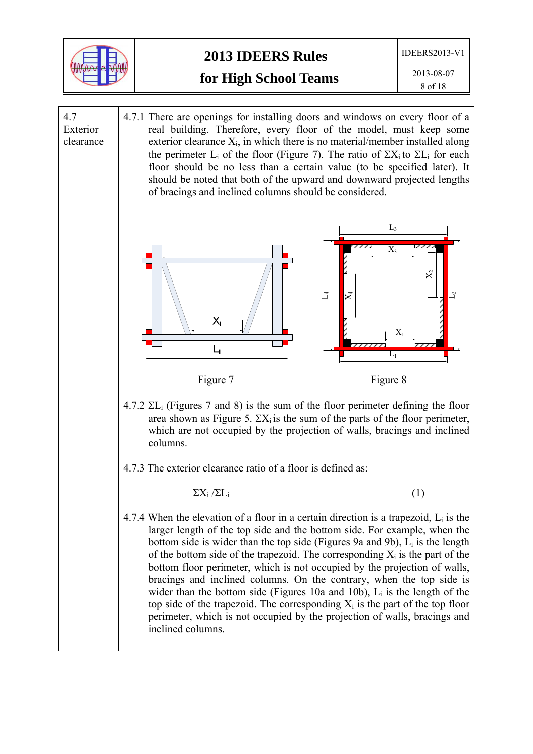## 4.7 Exterior clearance

4.7.1 There are openings for installing doors and windows on every floor of a real building. Therefore, every floor of the model, must keep some exterior clearance $X_i$, in which there is no material/member installed along the perimeter $L_i$ of the floor (Figure 7). The ratio of $\Sigma X_i$ to $\Sigma L_i$ for each floor should be no less than a certain value (to be specified later). It should be noted that both of the upward and downward projected lengths of bracings and inclined columns should be considered.

Figure 7

Figure 8

4.7.2 $\Sigma L_i$ (Figures 7 and 8) is the sum of the floor perimeter defining the floor area shown as Figure 5. $\Sigma X_i$ is the sum of the parts of the floor perimeter, which are not occupied by the projection of walls, bracings and inclined columns.

4.7.3 The exterior clearance ratio of a floor is defined as:

$$\Sigma X_i / \Sigma L_i \qquad (1)$$

4.7.4 When the elevation of a floor in a certain direction is a trapezoid, $L_i$ is the larger length of the top side and the bottom side. For example, when the bottom side is wider than the top side (Figures 9a and 9b), $L_i$ is the length of the bottom side of the trapezoid. The corresponding $X_i$ is the part of the bottom floor perimeter, which is not occupied by the projection of walls, bracings and inclined columns. On the contrary, when the top side is wider than the bottom side (Figures 10a and 10b), $L_i$ is the length of the top side of the trapezoid. The corresponding $X_i$ is the part of the top floor perimeter, which is not occupied by the projection of walls, bracings and inclined columns.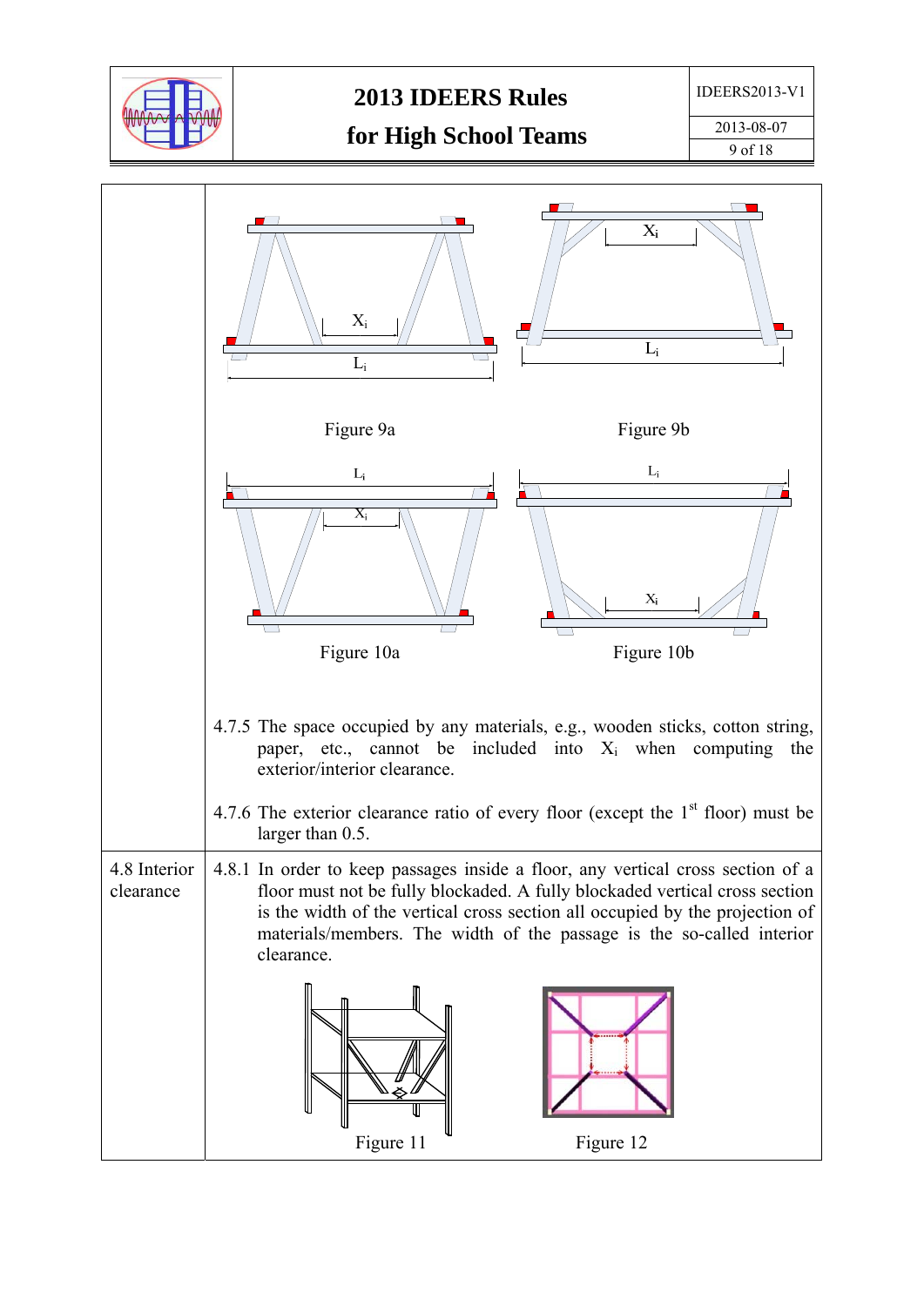Figure 9a

Figure 9b

Figure 10a

Figure 10b

4.7.5 The space occupied by any materials, e.g., wooden sticks, cotton string, paper, etc., cannot be included into $X_i$ when computing the exterior/interior clearance.

4.7.6 The exterior clearance ratio of every floor (except the 1[st] floor) must be larger than 0.5.

### 4.8 Interior clearance

4.8.1 In order to keep passages inside a floor, any vertical cross section of a floor must not be fully blockaded. A fully blockaded vertical cross section is the width of the vertical cross section all occupied by the projection of materials/members. The width of the passage is the so-called interior clearance.

Figure 11

Figure 12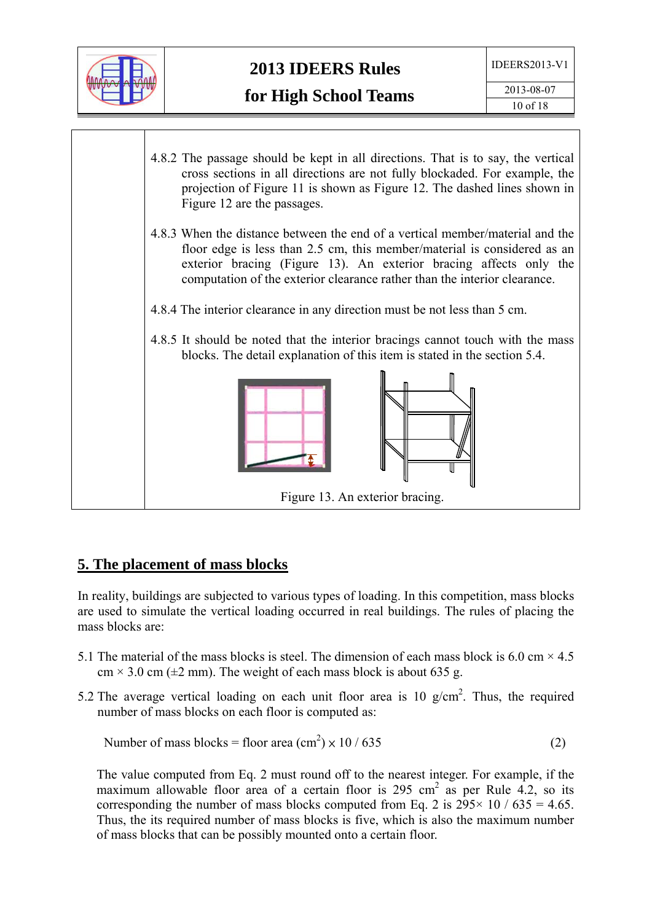4.8.2 The passage should be kept in all directions. That is to say, the vertical cross sections in all directions are not fully blockaded. For example, the projection of Figure 11 is shown as Figure 12. The dashed lines shown in Figure 12 are the passages.

4.8.3 When the distance between the end of a vertical member/material and the floor edge is less than 2.5 cm, this member/material is considered as an exterior bracing (Figure 13). An exterior bracing affects only the computation of the exterior clearance rather than the interior clearance.

4.8.4 The interior clearance in any direction must be not less than 5 cm.

4.8.5 It should be noted that the interior bracings cannot touch with the mass blocks. The detail explanation of this item is stated in the section 5.4.

Figure 13. An exterior bracing.

## 5. The placement of mass blocks

In reality, buildings are subjected to various types of loading. In this competition, mass blocks are used to simulate the vertical loading occurred in real buildings. The rules of placing the mass blocks are:

5.1 The material of the mass blocks is steel. The dimension of each mass block is 6.0 cm × 4.5 cm × 3.0 cm (±2 mm). The weight of each mass block is about 635 g.

5.2 The average vertical loading on each unit floor area is 10 g/cm$^2$. Thus, the required number of mass blocks on each floor is computed as:

$$\text{Number of mass blocks} = \text{floor area (cm}^2\text{)} \times 10 / 635 \qquad (2)$$

The value computed from Eq. 2 must round off to the nearest integer. For example, if the maximum allowable floor area of a certain floor is 295 cm$^2$ as per Rule 4.2, so its corresponding the number of mass blocks computed from Eq. 2 is 295× 10 / 635 = 4.65. Thus, the its required number of mass blocks is five, which is also the maximum number of mass blocks that can be possibly mounted onto a certain floor.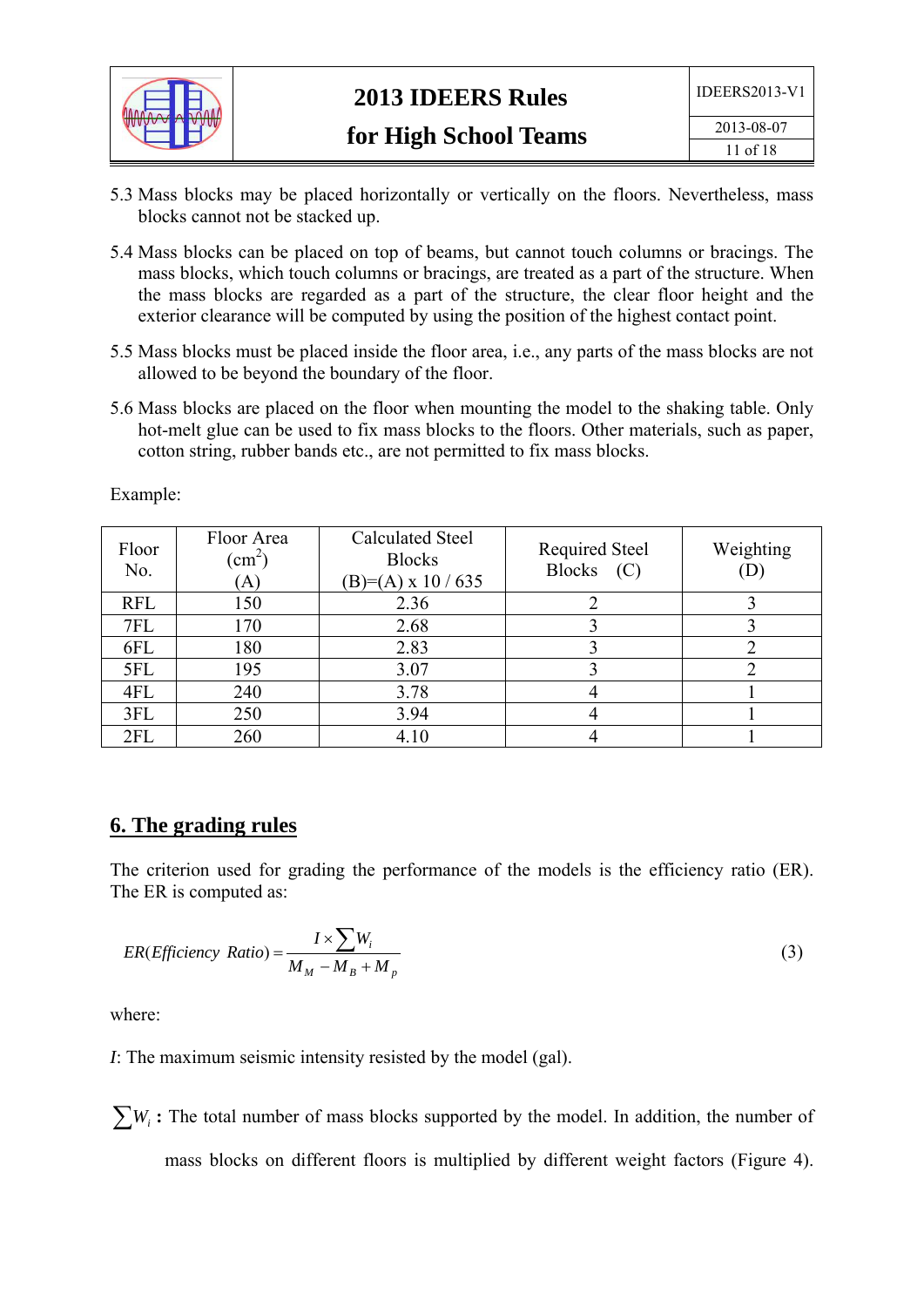5.3 Mass blocks may be placed horizontally or vertically on the floors. Nevertheless, mass blocks cannot not be stacked up.

5.4 Mass blocks can be placed on top of beams, but cannot touch columns or bracings. The mass blocks, which touch columns or bracings, are treated as a part of the structure. When the mass blocks are regarded as a part of the structure, the clear floor height and the exterior clearance will be computed by using the position of the highest contact point.

5.5 Mass blocks must be placed inside the floor area, i.e., any parts of the mass blocks are not allowed to be beyond the boundary of the floor.

5.6 Mass blocks are placed on the floor when mounting the model to the shaking table. Only hot-melt glue can be used to fix mass blocks to the floors. Other materials, such as paper, cotton string, rubber bands etc., are not permitted to fix mass blocks.

Example:

| Floor No. | Floor Area ($cm^2$) (A) | Calculated Steel Blocks (B)=(A) x 10 / 635 | Required Steel Blocks (C) | Weighting (D) |
|---|---|---|---|---|
| RFL | 150 | 2.36 | 2 | 3 |
| 7FL | 170 | 2.68 | 3 | 3 |
| 6FL | 180 | 2.83 | 3 | 2 |
| 5FL | 195 | 3.07 | 3 | 2 |
| 4FL | 240 | 3.78 | 4 | 1 |
| 3FL | 250 | 3.94 | 4 | 1 |
| 2FL | 260 | 4.10 | 4 | 1 |

## 6. The grading rules

The criterion used for grading the performance of the models is the efficiency ratio (ER). The ER is computed as:

$$ER(Efficiency\ Ratio) = \frac{I \times \sum W_i}{M_M - M_B + M_p} \tag{3}$$

where:

$I$: The maximum seismic intensity resisted by the model (gal).

$\sum W_i$ **:** The total number of mass blocks supported by the model. In addition, the number of mass blocks on different floors is multiplied by different weight factors (Figure 4).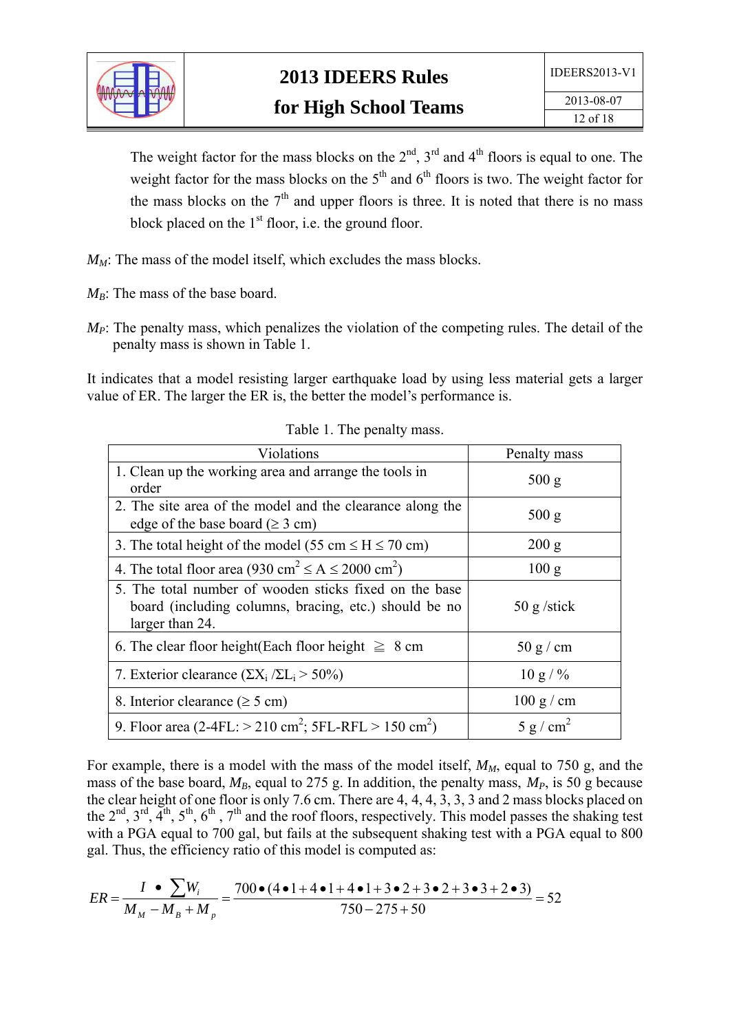The weight factor for the mass blocks on the 2nd, 3rd and 4th floors is equal to one. The weight factor for the mass blocks on the 5th and 6th floors is two. The weight factor for the mass blocks on the 7th and upper floors is three. It is noted that there is no mass block placed on the 1st floor, i.e. the ground floor.

$M_M$: The mass of the model itself, which excludes the mass blocks.

$M_B$: The mass of the base board.

$M_P$: The penalty mass, which penalizes the violation of the competing rules. The detail of the penalty mass is shown in Table 1.

It indicates that a model resisting larger earthquake load by using less material gets a larger value of ER. The larger the ER is, the better the model's performance is.

Table 1. The penalty mass.

| Violations | Penalty mass |
|---|---|
| 1. Clean up the working area and arrange the tools in order | 500 g |
| 2. The site area of the model and the clearance along the edge of the base board (≥ 3 cm) | 500 g |
| 3. The total height of the model (55 cm ≤ H ≤ 70 cm) | 200 g |
| 4. The total floor area (930 $cm^2$ ≤ A ≤ 2000 $cm^2$) | 100 g |
| 5. The total number of wooden sticks fixed on the base board (including columns, bracing, etc.) should be no larger than 24. | 50 g /stick |
| 6. The clear floor height(Each floor height ≧ 8 cm | 50 g / cm |
| 7. Exterior clearance ($\Sigma X_i / \Sigma L_i > 50\%$) | 10 g / % |
| 8. Interior clearance (≥ 5 cm) | 100 g / cm |
| 9. Floor area (2-4FL: > 210 $cm^2$; 5FL-RFL > 150 $cm^2$) | 5 g / $cm^2$ |

For example, there is a model with the mass of the model itself, $M_M$, equal to 750 g, and the mass of the base board, $M_B$, equal to 275 g. In addition, the penalty mass, $M_P$, is 50 g because the clear height of one floor is only 7.6 cm. There are 4, 4, 4, 3, 3, 3 and 2 mass blocks placed on the 2nd, 3rd, 4th, 5th, 6th, 7th and the roof floors, respectively. This model passes the shaking test with a PGA equal to 700 gal, but fails at the subsequent shaking test with a PGA equal to 800 gal. Thus, the efficiency ratio of this model is computed as:

$$ER = \frac{I \bullet \sum W_i}{M_M - M_B + M_p} = \frac{700 \bullet (4 \bullet 1 + 4 \bullet 1 + 4 \bullet 1 + 3 \bullet 2 + 3 \bullet 2 + 3 \bullet 3 + 2 \bullet 3)}{750 - 275 + 50} = 52$$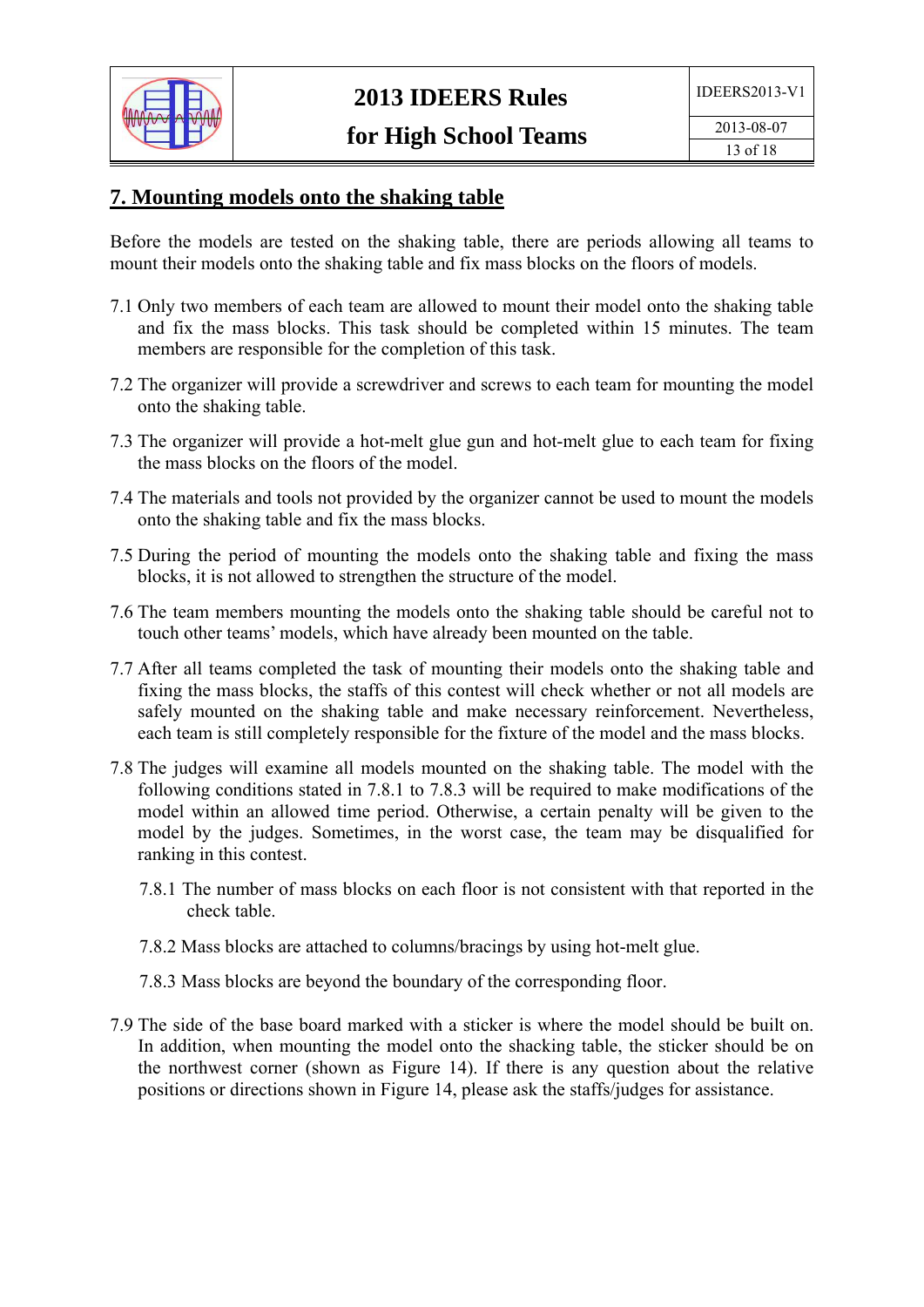## 7. Mounting models onto the shaking table

Before the models are tested on the shaking table, there are periods allowing all teams to mount their models onto the shaking table and fix mass blocks on the floors of models.

7.1 Only two members of each team are allowed to mount their model onto the shaking table and fix the mass blocks. This task should be completed within 15 minutes. The team members are responsible for the completion of this task.

7.2 The organizer will provide a screwdriver and screws to each team for mounting the model onto the shaking table.

7.3 The organizer will provide a hot-melt glue gun and hot-melt glue to each team for fixing the mass blocks on the floors of the model.

7.4 The materials and tools not provided by the organizer cannot be used to mount the models onto the shaking table and fix the mass blocks.

7.5 During the period of mounting the models onto the shaking table and fixing the mass blocks, it is not allowed to strengthen the structure of the model.

7.6 The team members mounting the models onto the shaking table should be careful not to touch other teams' models, which have already been mounted on the table.

7.7 After all teams completed the task of mounting their models onto the shaking table and fixing the mass blocks, the staffs of this contest will check whether or not all models are safely mounted on the shaking table and make necessary reinforcement. Nevertheless, each team is still completely responsible for the fixture of the model and the mass blocks.

7.8 The judges will examine all models mounted on the shaking table. The model with the following conditions stated in 7.8.1 to 7.8.3 will be required to make modifications of the model within an allowed time period. Otherwise, a certain penalty will be given to the model by the judges. Sometimes, in the worst case, the team may be disqualified for ranking in this contest.

  7.8.1 The number of mass blocks on each floor is not consistent with that reported in the check table.

  7.8.2 Mass blocks are attached to columns/bracings by using hot-melt glue.

  7.8.3 Mass blocks are beyond the boundary of the corresponding floor.

7.9 The side of the base board marked with a sticker is where the model should be built on. In addition, when mounting the model onto the shacking table, the sticker should be on the northwest corner (shown as Figure 14). If there is any question about the relative positions or directions shown in Figure 14, please ask the staffs/judges for assistance.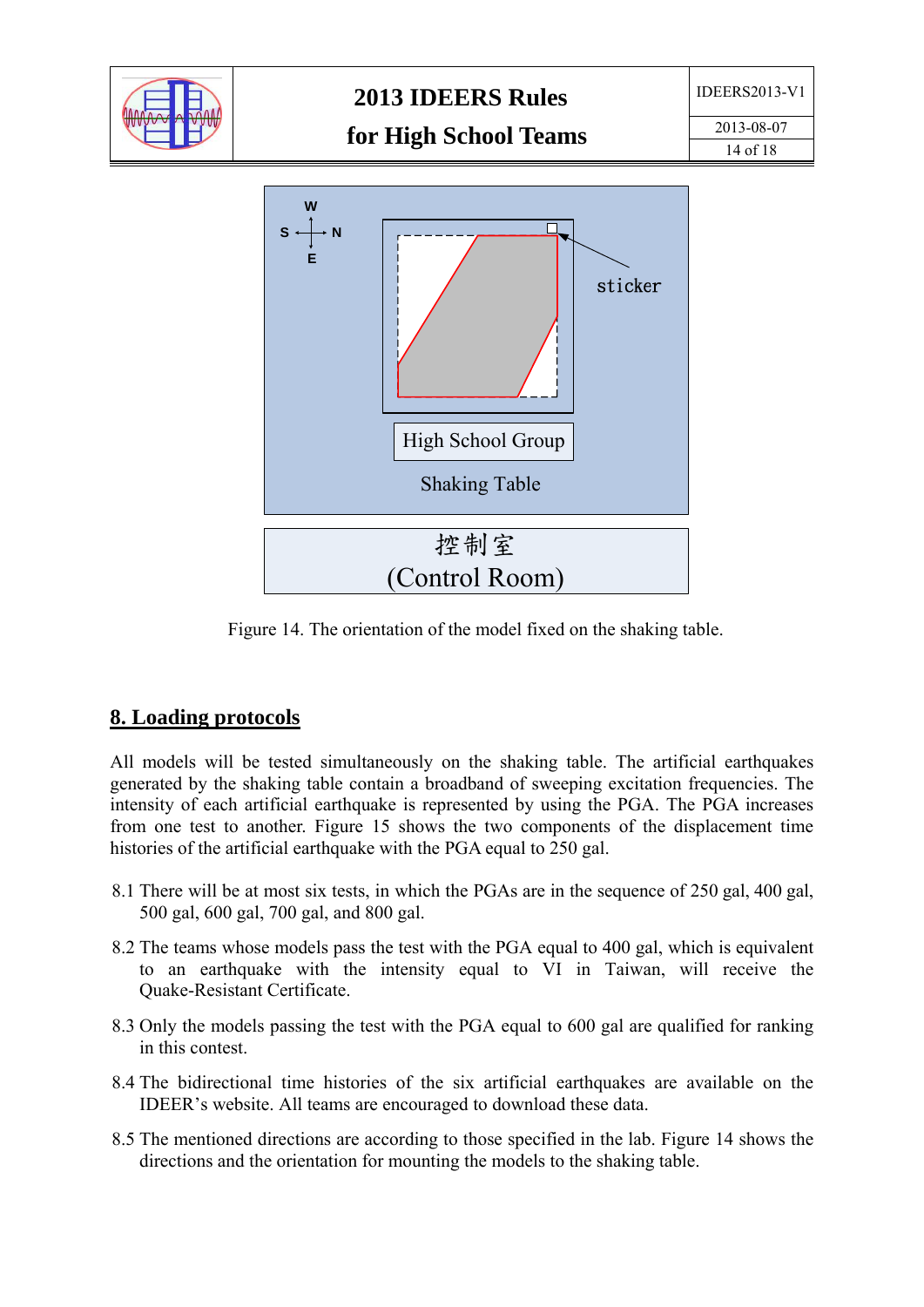Figure 14. The orientation of the model fixed on the shaking table.

## 8. Loading protocols

All models will be tested simultaneously on the shaking table. The artificial earthquakes generated by the shaking table contain a broadband of sweeping excitation frequencies. The intensity of each artificial earthquake is represented by using the PGA. The PGA increases from one test to another. Figure 15 shows the two components of the displacement time histories of the artificial earthquake with the PGA equal to 250 gal.

8.1 There will be at most six tests, in which the PGAs are in the sequence of 250 gal, 400 gal, 500 gal, 600 gal, 700 gal, and 800 gal.

8.2 The teams whose models pass the test with the PGA equal to 400 gal, which is equivalent to an earthquake with the intensity equal to VI in Taiwan, will receive the Quake-Resistant Certificate.

8.3 Only the models passing the test with the PGA equal to 600 gal are qualified for ranking in this contest.

8.4 The bidirectional time histories of the six artificial earthquakes are available on the IDEER's website. All teams are encouraged to download these data.

8.5 The mentioned directions are according to those specified in the lab. Figure 14 shows the directions and the orientation for mounting the models to the shaking table.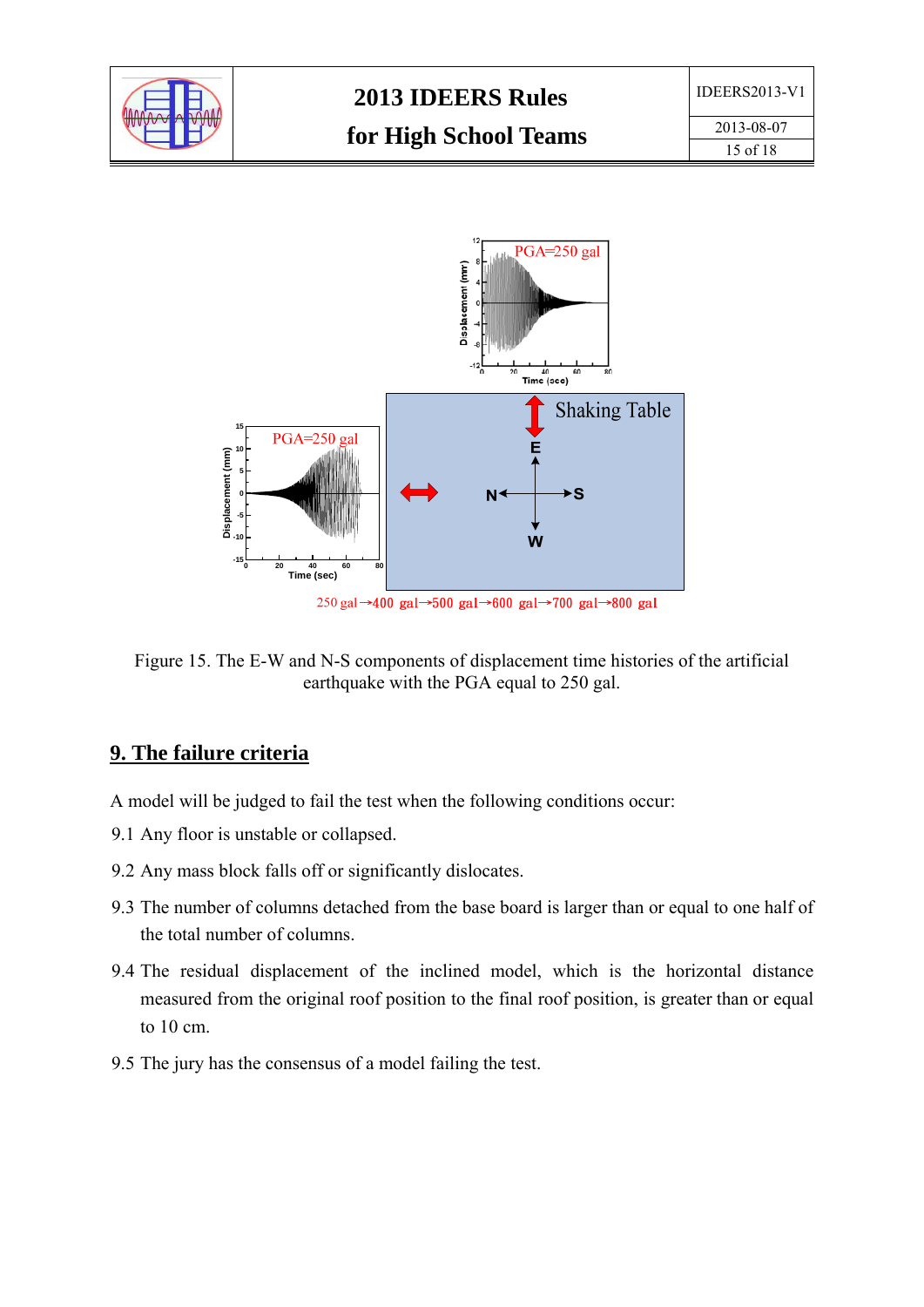Figure 15. The E-W and N-S components of displacement time histories of the artificial earthquake with the PGA equal to 250 gal.

## 9. The failure criteria

A model will be judged to fail the test when the following conditions occur:

9.1 Any floor is unstable or collapsed.

9.2 Any mass block falls off or significantly dislocates.

9.3 The number of columns detached from the base board is larger than or equal to one half of the total number of columns.

9.4 The residual displacement of the inclined model, which is the horizontal distance measured from the original roof position to the final roof position, is greater than or equal to 10 cm.

9.5 The jury has the consensus of a model failing the test.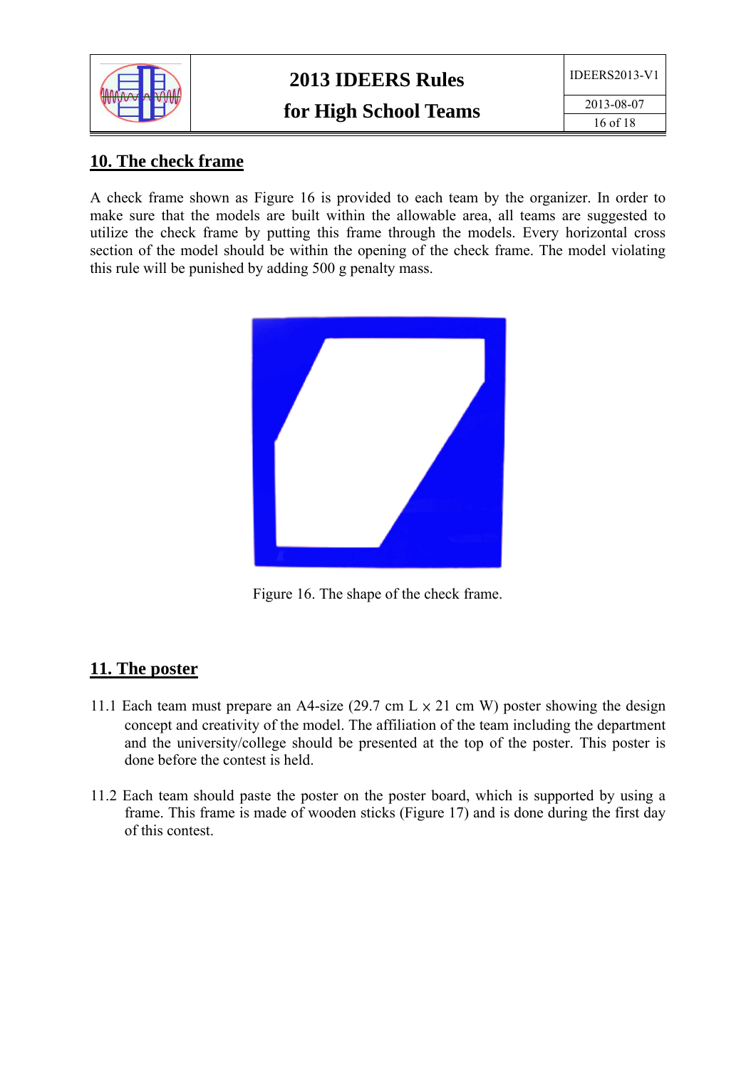## 10. The check frame

A check frame shown as Figure 16 is provided to each team by the organizer. In order to make sure that the models are built within the allowable area, all teams are suggested to utilize the check frame by putting this frame through the models. Every horizontal cross section of the model should be within the opening of the check frame. The model violating this rule will be punished by adding 500 g penalty mass.

Figure 16. The shape of the check frame.

## 11. The poster

11.1 Each team must prepare an A4-size (29.7 cm L × 21 cm W) poster showing the design concept and creativity of the model. The affiliation of the team including the department and the university/college should be presented at the top of the poster. This poster is done before the contest is held.

11.2 Each team should paste the poster on the poster board, which is supported by using a frame. This frame is made of wooden sticks (Figure 17) and is done during the first day of this contest.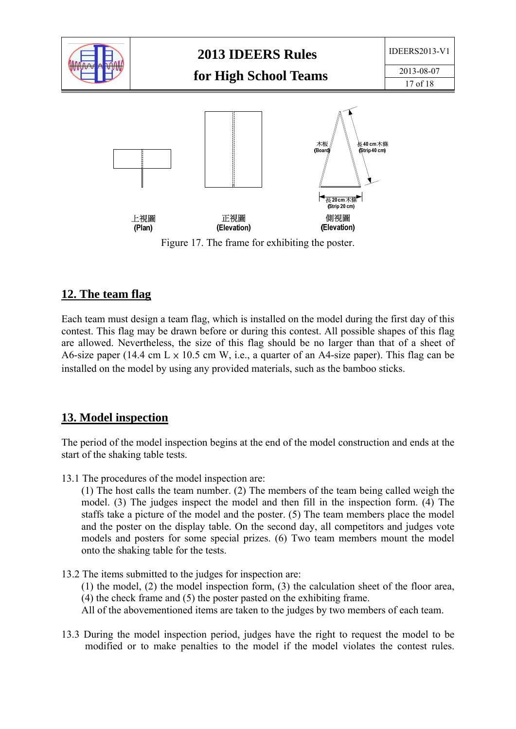上視圖
(Plan)

正視圖
(Elevation)

木板
(Board)

長40 cm木條
(Strip 40 cm)

長20 cm木條
(Strip 20 cm)

側視圖
(Elevation)

Figure 17. The frame for exhibiting the poster.

## 12. The team flag

Each team must design a team flag, which is installed on the model during the first day of this contest. This flag may be drawn before or during this contest. All possible shapes of this flag are allowed. Nevertheless, the size of this flag should be no larger than that of a sheet of A6-size paper (14.4 cm L × 10.5 cm W, i.e., a quarter of an A4-size paper). This flag can be installed on the model by using any provided materials, such as the bamboo sticks.

## 13. Model inspection

The period of the model inspection begins at the end of the model construction and ends at the start of the shaking table tests.

13.1 The procedures of the model inspection are:
(1) The host calls the team number. (2) The members of the team being called weigh the model. (3) The judges inspect the model and then fill in the inspection form. (4) The staffs take a picture of the model and the poster. (5) The team members place the model and the poster on the display table. On the second day, all competitors and judges vote models and posters for some special prizes. (6) Two team members mount the model onto the shaking table for the tests.

13.2 The items submitted to the judges for inspection are:
(1) the model, (2) the model inspection form, (3) the calculation sheet of the floor area, (4) the check frame and (5) the poster pasted on the exhibiting frame.
All of the abovementioned items are taken to the judges by two members of each team.

13.3 During the model inspection period, judges have the right to request the model to be modified or to make penalties to the model if the model violates the contest rules.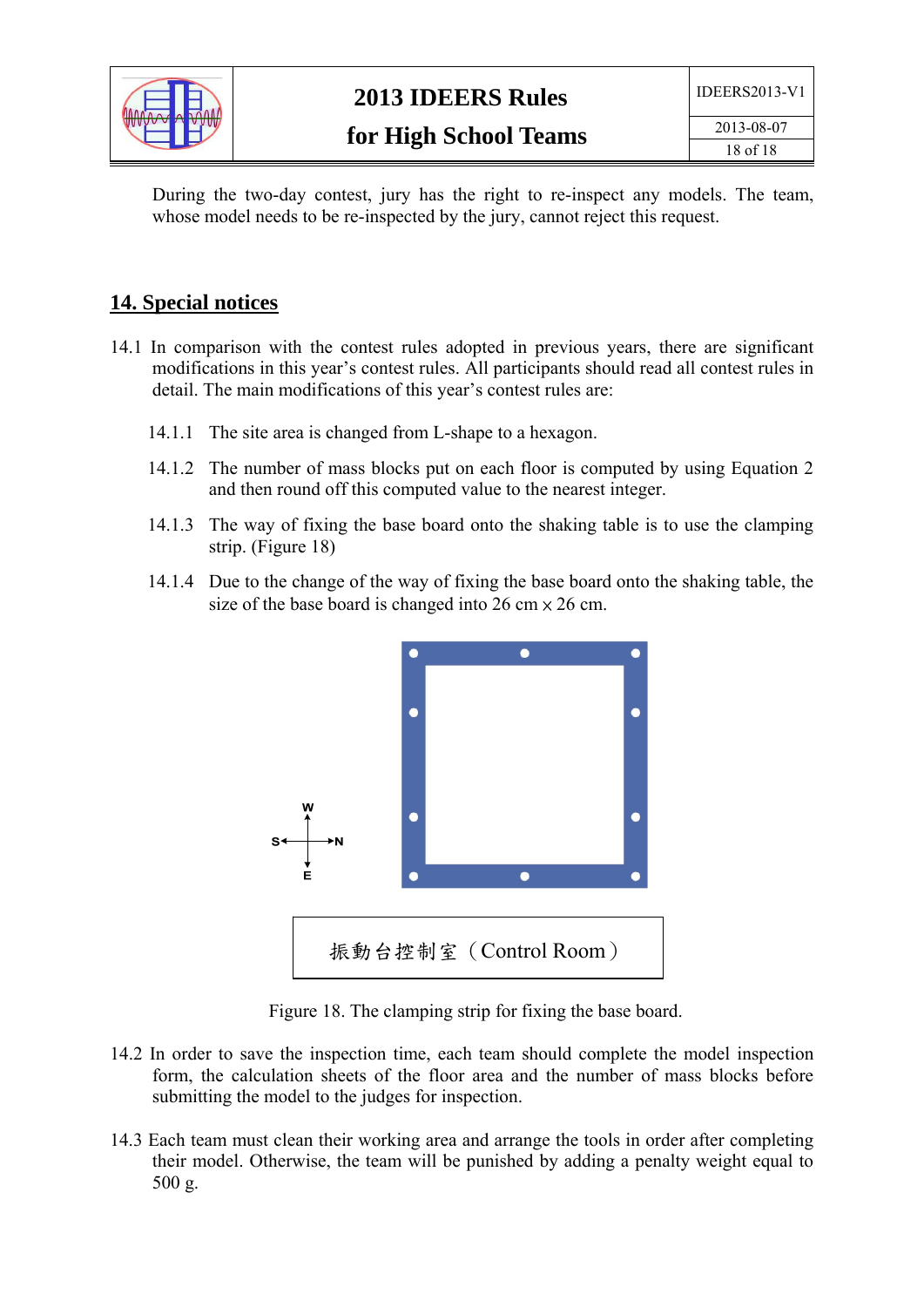During the two-day contest, jury has the right to re-inspect any models. The team, whose model needs to be re-inspected by the jury, cannot reject this request.

## 14. Special notices

14.1 In comparison with the contest rules adopted in previous years, there are significant modifications in this year's contest rules. All participants should read all contest rules in detail. The main modifications of this year's contest rules are:

- 14.1.1 The site area is changed from L-shape to a hexagon.
- 14.1.2 The number of mass blocks put on each floor is computed by using Equation 2 and then round off this computed value to the nearest integer.
- 14.1.3 The way of fixing the base board onto the shaking table is to use the clamping strip. (Figure 18)
- 14.1.4 Due to the change of the way of fixing the base board onto the shaking table, the size of the base board is changed into 26 cm × 26 cm.

W

S N

E

振動台控制室（Control Room）

Figure 18. The clamping strip for fixing the base board.

14.2 In order to save the inspection time, each team should complete the model inspection form, the calculation sheets of the floor area and the number of mass blocks before submitting the model to the judges for inspection.

14.3 Each team must clean their working area and arrange the tools in order after completing their model. Otherwise, the team will be punished by adding a penalty weight equal to 500 g.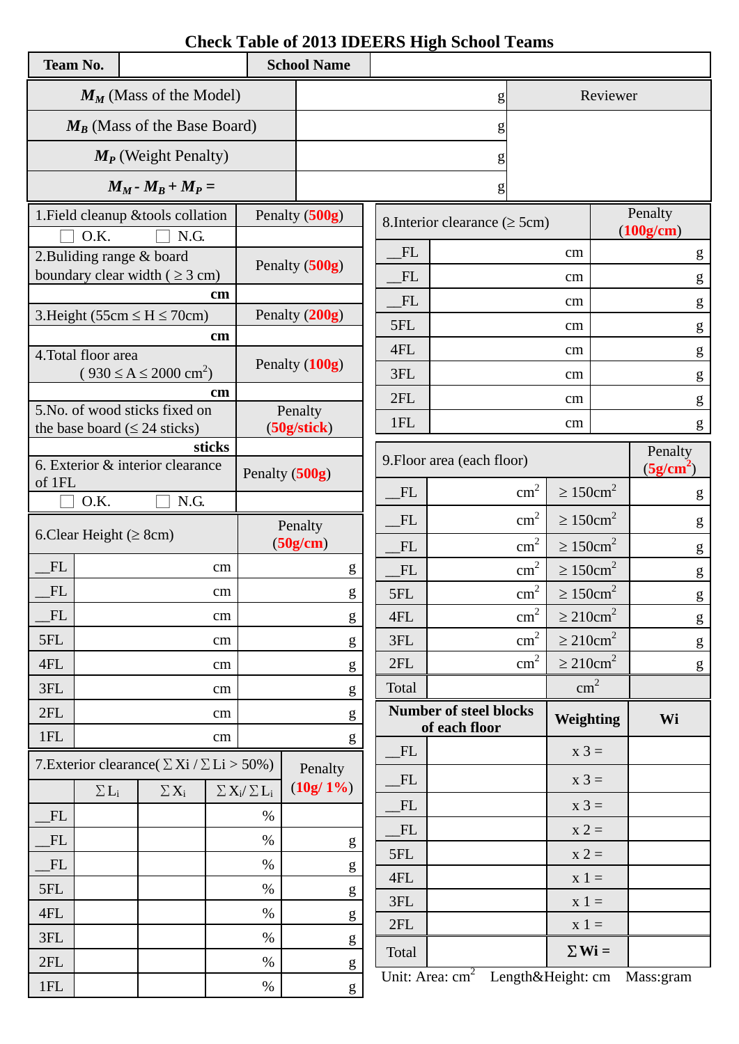# Check Table of 2013 IDEERS High School Teams

| Team No. | | School Name | |
|---|---|---|---|

| | | Reviewer |
|---|---|---|
| $M_M$ (Mass of the Model) | g | |
| $M_B$ (Mass of the Base Board) | g | |
| $M_P$ (Weight Penalty) | g | |
| $M_M - M_B + M_P =$ | g | |

| 1.Field cleanup &tools collation | Penalty (**500g**) |
|---|---|
| ☐ O.K. ☐ N.G. | |
| 2.Buliding range & board boundary clear width ( ≥ 3 cm) | Penalty (**500g**) |
| cm | |
| 3.Height (55cm ≤ H ≤ 70cm) | Penalty (**200g**) |
| cm | |
| 4.Total floor area ( 930 ≤ A ≤ 2000 $cm^2$) | Penalty (**100g**) |
| cm | |
| 5.No. of wood sticks fixed on the base board (≤ 24 sticks) | Penalty (**50g/stick**) |
| sticks | |
| 6. Exterior & interior clearance of 1FL | Penalty (**500g**) |
| ☐ O.K. ☐ N.G. | |

| 6.Clear Height (≥ 8cm) | | Penalty (**50g/cm**) |
|---|---|---|
| __FL | cm | g |
| __FL | cm | g |
| __FL | cm | g |
| 5FL | cm | g |
| 4FL | cm | g |
| 3FL | cm | g |
| 2FL | cm | g |
| 1FL | cm | g |

| 7.Exterior clearance( Σ Xi / Σ Li > 50%) | | | | Penalty (**10g/ 1%**) |
|---|---|---|---|---|
| | Σ $L_i$ | Σ $X_i$ | Σ $X_i$/ Σ $L_i$ | |
| __FL | | | % | |
| __FL | | | % | g |
| __FL | | | % | g |
| 5FL | | | % | g |
| 4FL | | | % | g |
| 3FL | | | % | g |
| 2FL | | | % | g |
| 1FL | | | % | g |

| 8.Interior clearance (≥ 5cm) | | Penalty (**100g/cm**) |
|---|---|---|
| __FL | cm | g |
| __FL | cm | g |
| __FL | cm | g |
| 5FL | cm | g |
| 4FL | cm | g |
| 3FL | cm | g |
| 2FL | cm | g |
| 1FL | cm | g |

| 9.Floor area (each floor) | | | Penalty (**5g/$cm^2$**) |
|---|---|---|---|
| __FL | $cm^2$ | ≥ 150$cm^2$ | g |
| __FL | $cm^2$ | ≥ 150$cm^2$ | g |
| __FL | $cm^2$ | ≥ 150$cm^2$ | g |
| __FL | $cm^2$ | ≥ 150$cm^2$ | g |
| 5FL | $cm^2$ | ≥ 150$cm^2$ | g |
| 4FL | $cm^2$ | ≥ 210$cm^2$ | g |
| 3FL | $cm^2$ | ≥ 210$cm^2$ | g |
| 2FL | $cm^2$ | ≥ 210$cm^2$ | g |
| Total | | $cm^2$ | |

| Number of steel blocks of each floor | | Weighting | Wi |
|---|---|---|---|
| __FL | | x 3 = | |
| __FL | | x 3 = | |
| __FL | | x 3 = | |
| __FL | | x 2 = | |
| 5FL | | x 2 = | |
| 4FL | | x 1 = | |
| 3FL | | x 1 = | |
| 2FL | | x 1 = | |
| Total | | Σ **Wi =** | |

Unit: Area: $cm^2$ Length&Height: cm Mass:gram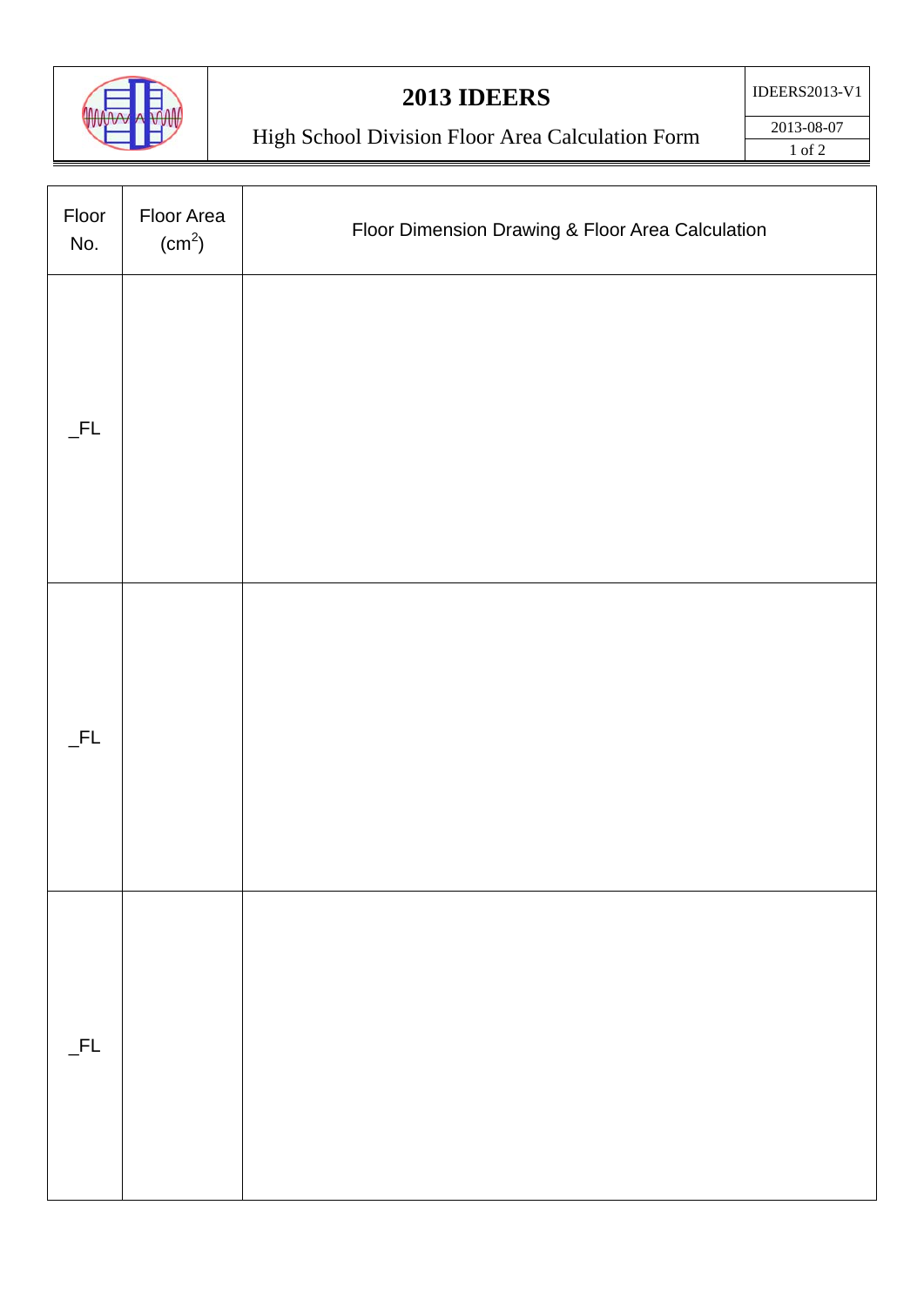# 2013 IDEERS

## High School Division Floor Area Calculation Form

IDEERS2013-V1

2013-08-07

| Floor No. | Floor Area ($cm^2$) | Floor Dimension Drawing & Floor Area Calculation |
|---|---|---|
| _FL | | |
| _FL | | |
| _FL | | |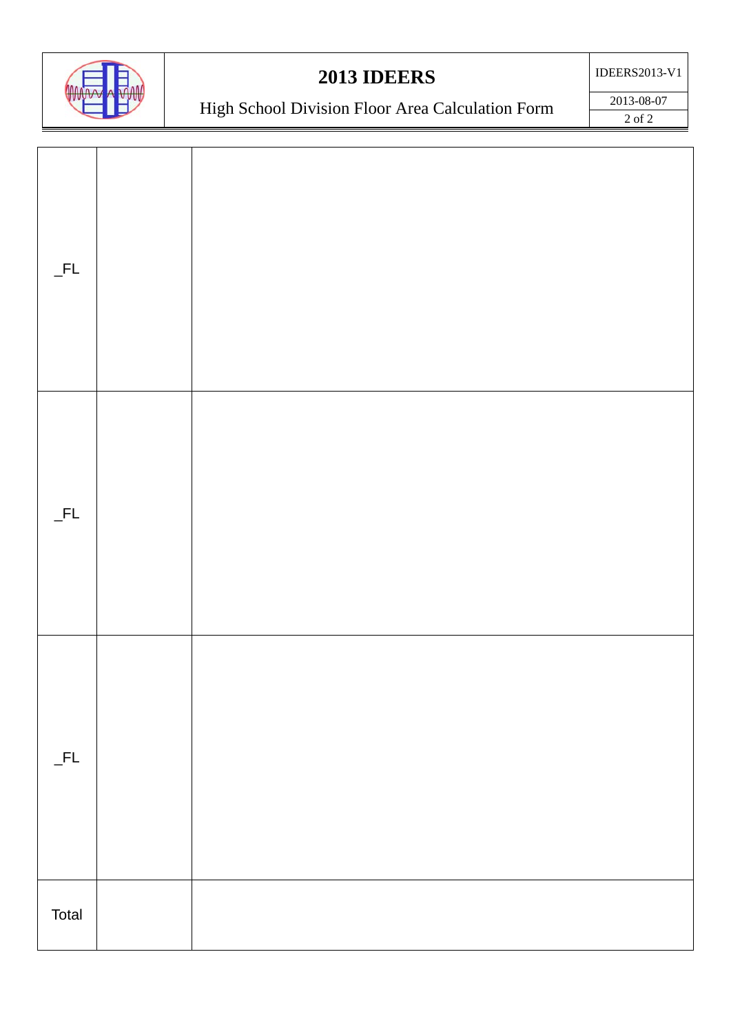# 2013 IDEERS

High School Division Floor Area Calculation Form

| | | |
|---|---|---|
| _FL | | |
| _FL | | |
| _FL | | |
| Total | | |